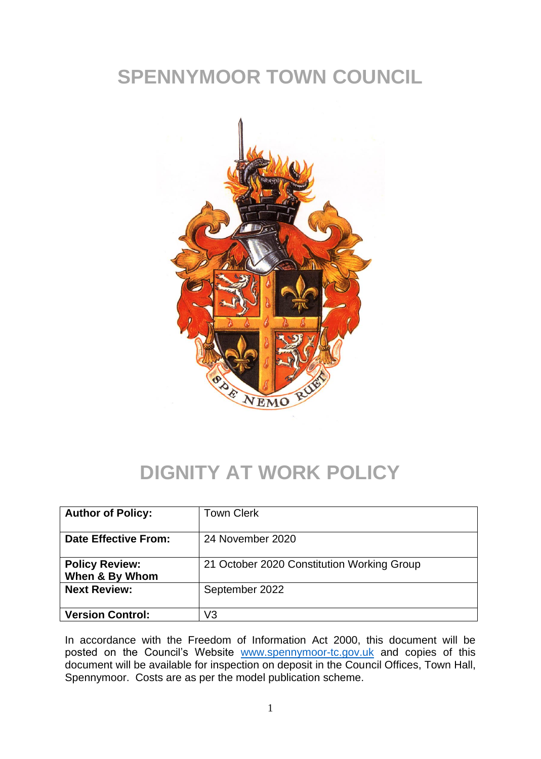# SPENNYMOOR TOWN COUNCIL

# DIGNITY AT WORK POLICY

| **Author of Policy:** | Town Clerk |
|---|---|
| **Date Effective From:** | 24 November 2020 |
| **Policy Review: When & By Whom** | 21 October 2020 Constitution Working Group |
| **Next Review:** | September 2022 |
| **Version Control:** | V3 |

In accordance with the Freedom of Information Act 2000, this document will be posted on the Council's Website www.spennymoor-tc.gov.uk and copies of this document will be available for inspection on deposit in the Council Offices, Town Hall, Spennymoor. Costs are as per the model publication scheme.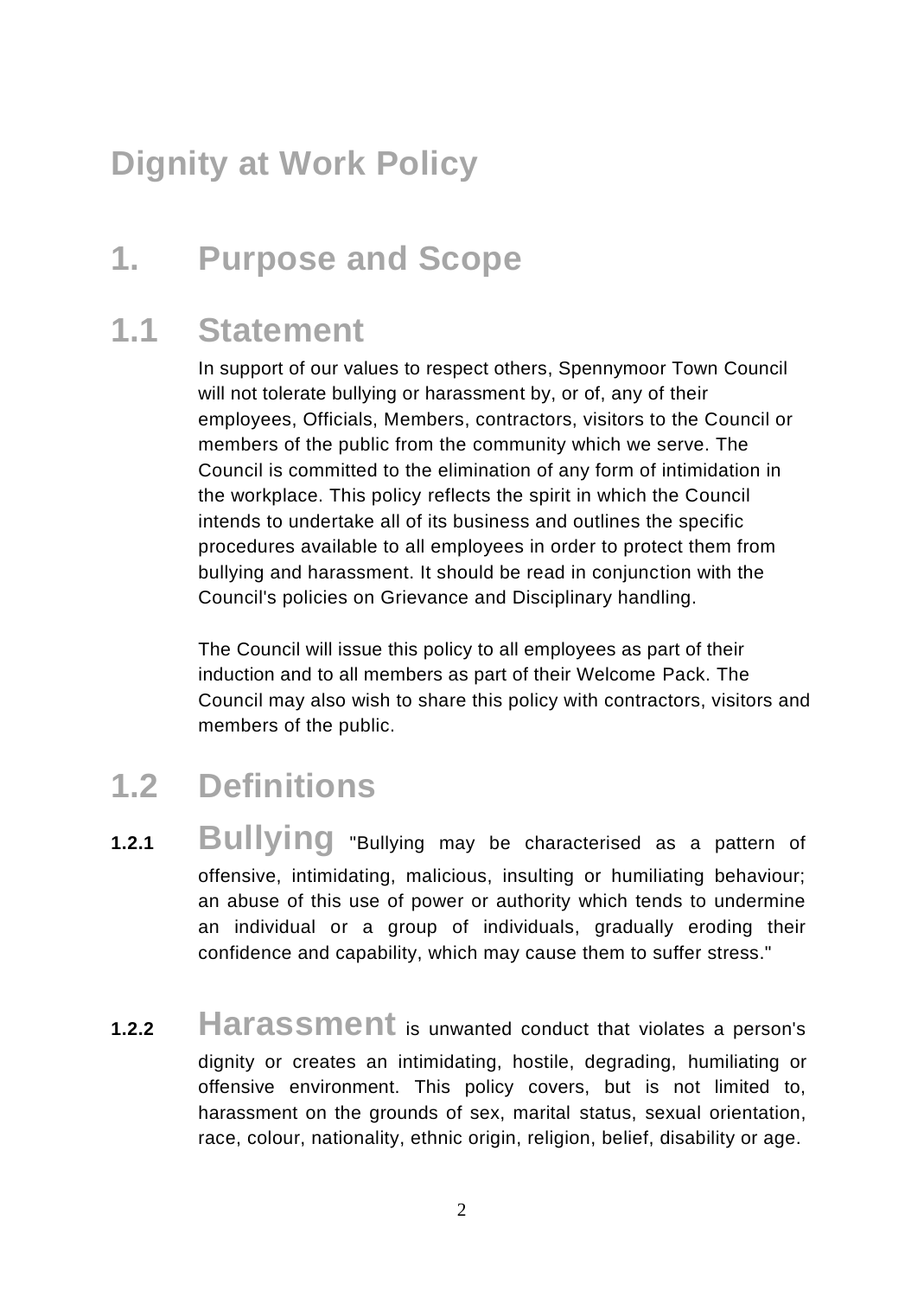# Dignity at Work Policy

## 1. Purpose and Scope

## 1.1 Statement

In support of our values to respect others, Spennymoor Town Council will not tolerate bullying or harassment by, or of, any of their employees, Officials, Members, contractors, visitors to the Council or members of the public from the community which we serve. The Council is committed to the elimination of any form of intimidation in the workplace. This policy reflects the spirit in which the Council intends to undertake all of its business and outlines the specific procedures available to all employees in order to protect them from bullying and harassment. It should be read in conjunction with the Council's policies on Grievance and Disciplinary handling.

The Council will issue this policy to all employees as part of their induction and to all members as part of their Welcome Pack. The Council may also wish to share this policy with contractors, visitors and members of the public.

## 1.2 Definitions

**1.2.1** **Bullying** "Bullying may be characterised as a pattern of offensive, intimidating, malicious, insulting or humiliating behaviour; an abuse of this use of power or authority which tends to undermine an individual or a group of individuals, gradually eroding their confidence and capability, which may cause them to suffer stress."

**1.2.2** **Harassment** is unwanted conduct that violates a person's dignity or creates an intimidating, hostile, degrading, humiliating or offensive environment. This policy covers, but is not limited to, harassment on the grounds of sex, marital status, sexual orientation, race, colour, nationality, ethnic origin, religion, belief, disability or age.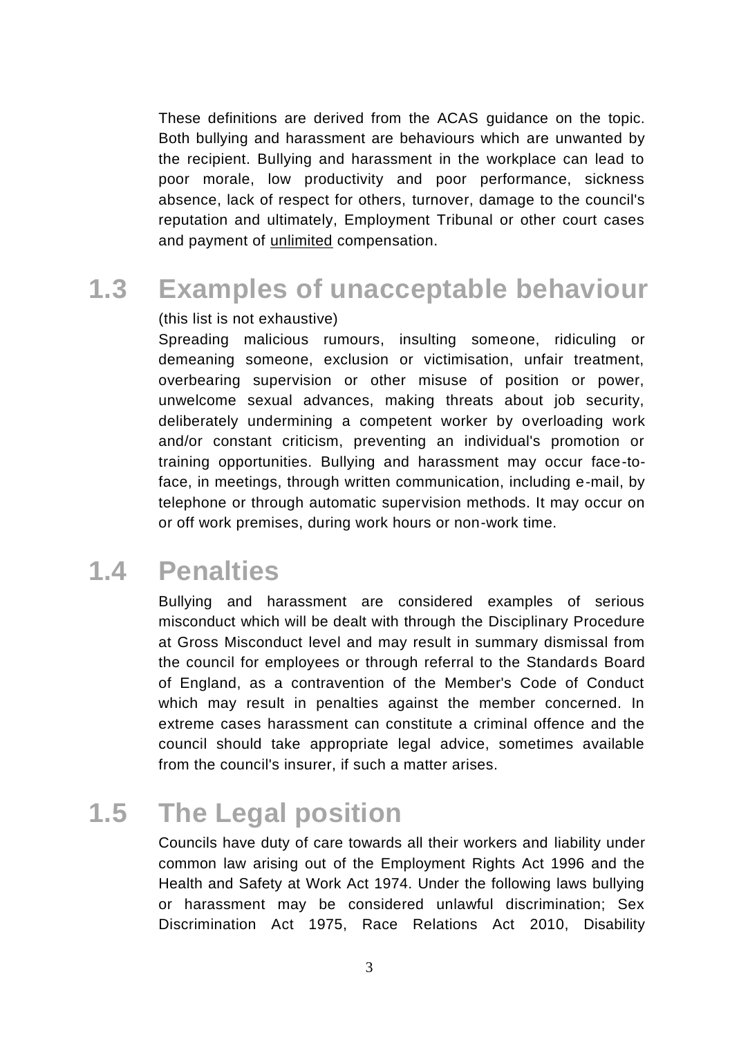These definitions are derived from the ACAS guidance on the topic. Both bullying and harassment are behaviours which are unwanted by the recipient. Bullying and harassment in the workplace can lead to poor morale, low productivity and poor performance, sickness absence, lack of respect for others, turnover, damage to the council's reputation and ultimately, Employment Tribunal or other court cases and payment of unlimited compensation.

## 1.3 Examples of unacceptable behaviour

(this list is not exhaustive)

Spreading malicious rumours, insulting someone, ridiculing or demeaning someone, exclusion or victimisation, unfair treatment, overbearing supervision or other misuse of position or power, unwelcome sexual advances, making threats about job security, deliberately undermining a competent worker by overloading work and/or constant criticism, preventing an individual's promotion or training opportunities. Bullying and harassment may occur face-to-face, in meetings, through written communication, including e-mail, by telephone or through automatic supervision methods. It may occur on or off work premises, during work hours or non-work time.

## 1.4 Penalties

Bullying and harassment are considered examples of serious misconduct which will be dealt with through the Disciplinary Procedure at Gross Misconduct level and may result in summary dismissal from the council for employees or through referral to the Standards Board of England, as a contravention of the Member's Code of Conduct which may result in penalties against the member concerned. In extreme cases harassment can constitute a criminal offence and the council should take appropriate legal advice, sometimes available from the council's insurer, if such a matter arises.

## 1.5 The Legal position

Councils have duty of care towards all their workers and liability under common law arising out of the Employment Rights Act 1996 and the Health and Safety at Work Act 1974. Under the following laws bullying or harassment may be considered unlawful discrimination; Sex Discrimination Act 1975, Race Relations Act 2010, Disability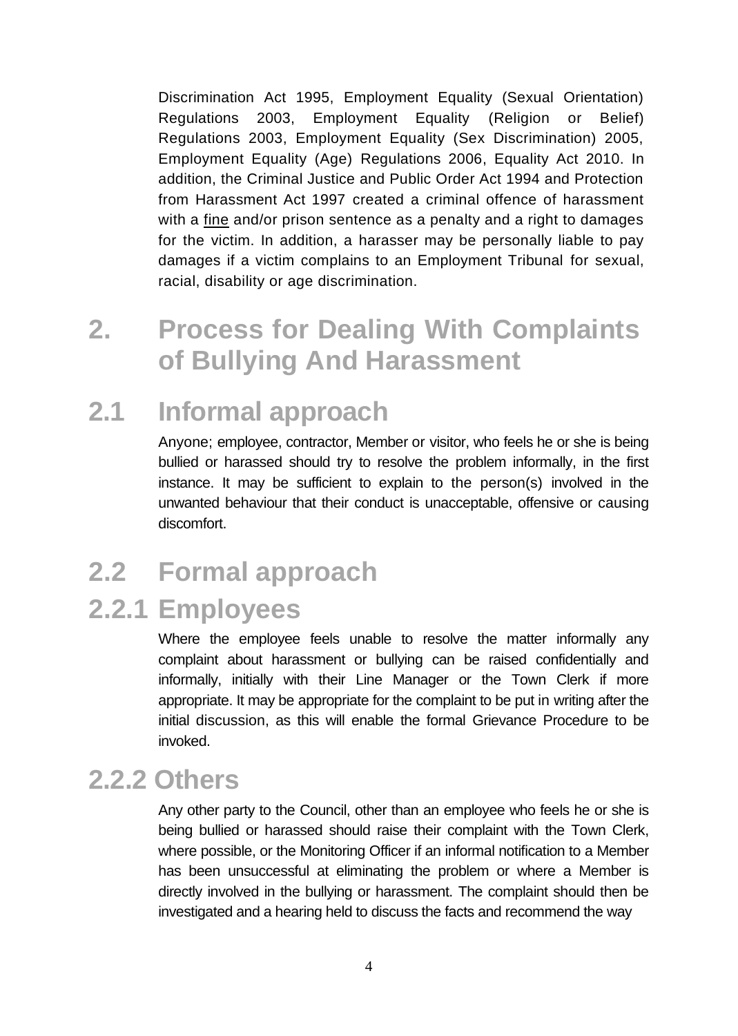Discrimination Act 1995, Employment Equality (Sexual Orientation) Regulations 2003, Employment Equality (Religion or Belief) Regulations 2003, Employment Equality (Sex Discrimination) 2005, Employment Equality (Age) Regulations 2006, Equality Act 2010. In addition, the Criminal Justice and Public Order Act 1994 and Protection from Harassment Act 1997 created a criminal offence of harassment with a fine and/or prison sentence as a penalty and a right to damages for the victim. In addition, a harasser may be personally liable to pay damages if a victim complains to an Employment Tribunal for sexual, racial, disability or age discrimination.

# 2. Process for Dealing With Complaints of Bullying And Harassment

## 2.1 Informal approach

Anyone; employee, contractor, Member or visitor, who feels he or she is being bullied or harassed should try to resolve the problem informally, in the first instance. It may be sufficient to explain to the person(s) involved in the unwanted behaviour that their conduct is unacceptable, offensive or causing discomfort.

## 2.2 Formal approach

### 2.2.1 Employees

Where the employee feels unable to resolve the matter informally any complaint about harassment or bullying can be raised confidentially and informally, initially with their Line Manager or the Town Clerk if more appropriate. It may be appropriate for the complaint to be put in writing after the initial discussion, as this will enable the formal Grievance Procedure to be invoked.

### 2.2.2 Others

Any other party to the Council, other than an employee who feels he or she is being bullied or harassed should raise their complaint with the Town Clerk, where possible, or the Monitoring Officer if an informal notification to a Member has been unsuccessful at eliminating the problem or where a Member is directly involved in the bullying or harassment. The complaint should then be investigated and a hearing held to discuss the facts and recommend the way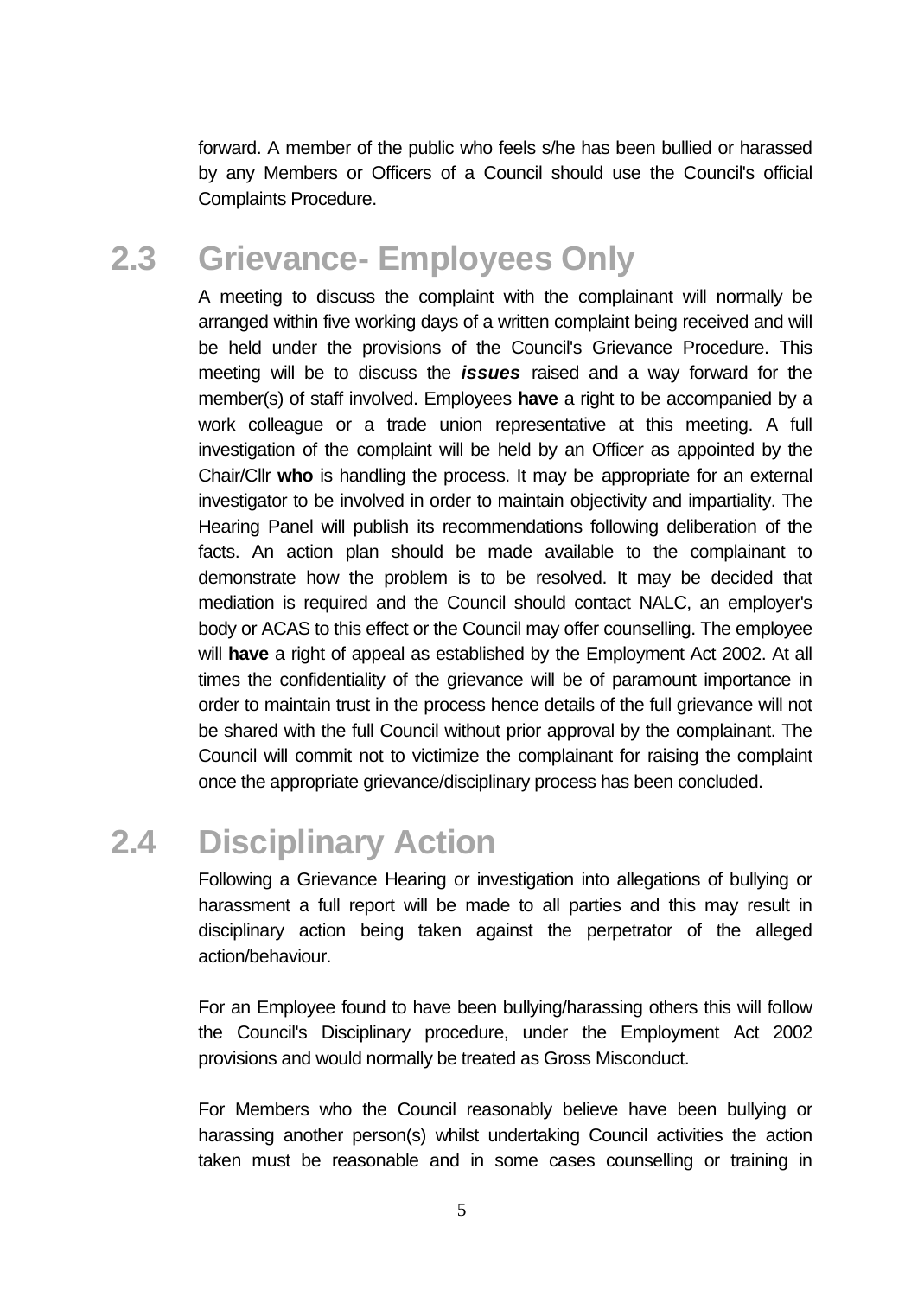forward. A member of the public who feels s/he has been bullied or harassed by any Members or Officers of a Council should use the Council's official Complaints Procedure.

## 2.3 Grievance- Employees Only

A meeting to discuss the complaint with the complainant will normally be arranged within five working days of a written complaint being received and will be held under the provisions of the Council's Grievance Procedure. This meeting will be to discuss the ***issues*** raised and a way forward for the member(s) of staff involved. Employees **have** a right to be accompanied by a work colleague or a trade union representative at this meeting. A full investigation of the complaint will be held by an Officer as appointed by the Chair/Cllr **who** is handling the process. It may be appropriate for an external investigator to be involved in order to maintain objectivity and impartiality. The Hearing Panel will publish its recommendations following deliberation of the facts. An action plan should be made available to the complainant to demonstrate how the problem is to be resolved. It may be decided that mediation is required and the Council should contact NALC, an employer's body or ACAS to this effect or the Council may offer counselling. The employee will **have** a right of appeal as established by the Employment Act 2002. At all times the confidentiality of the grievance will be of paramount importance in order to maintain trust in the process hence details of the full grievance will not be shared with the full Council without prior approval by the complainant. The Council will commit not to victimize the complainant for raising the complaint once the appropriate grievance/disciplinary process has been concluded.

## 2.4 Disciplinary Action

Following a Grievance Hearing or investigation into allegations of bullying or harassment a full report will be made to all parties and this may result in disciplinary action being taken against the perpetrator of the alleged action/behaviour.

For an Employee found to have been bullying/harassing others this will follow the Council's Disciplinary procedure, under the Employment Act 2002 provisions and would normally be treated as Gross Misconduct.

For Members who the Council reasonably believe have been bullying or harassing another person(s) whilst undertaking Council activities the action taken must be reasonable and in some cases counselling or training in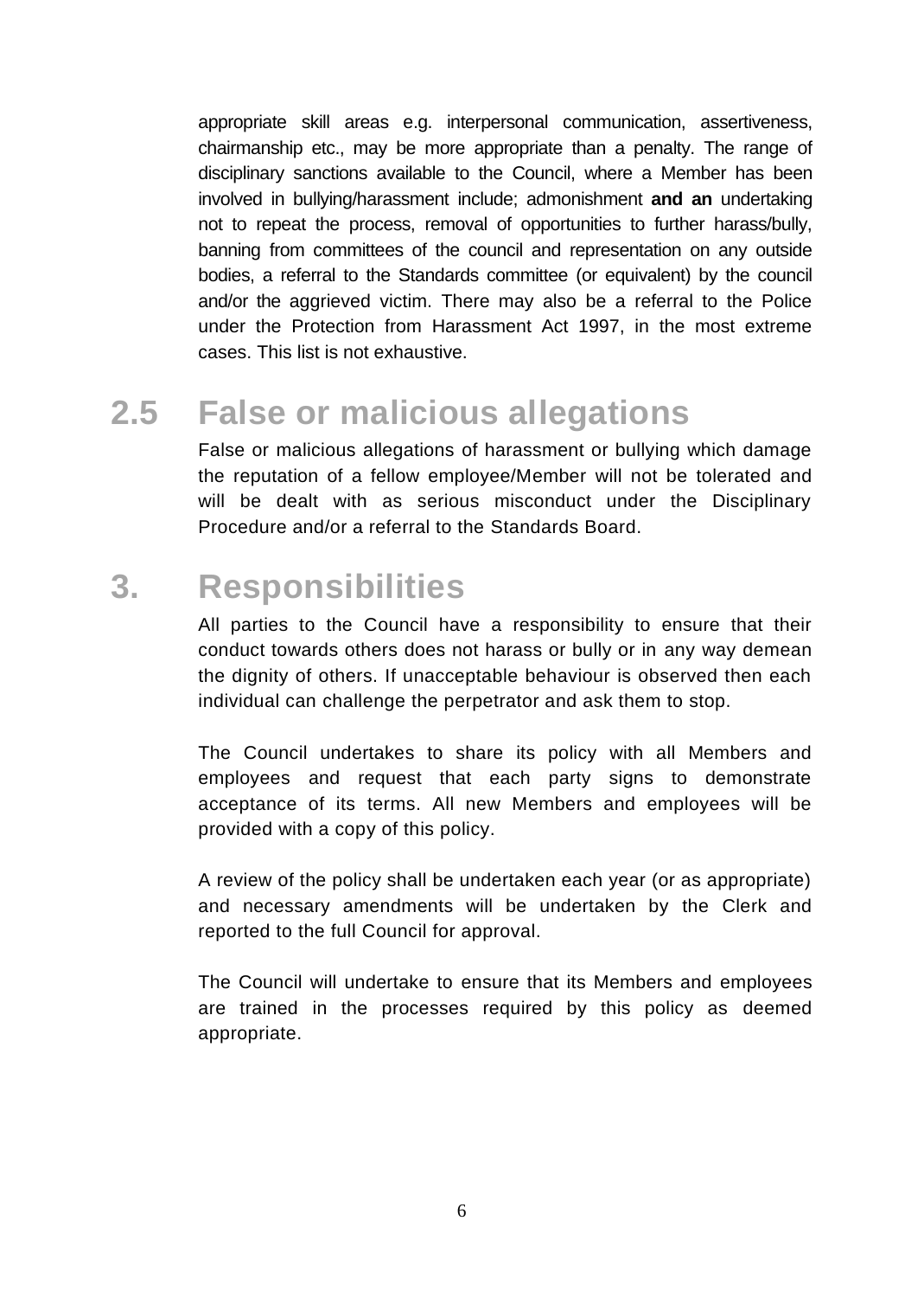appropriate skill areas e.g. interpersonal communication, assertiveness, chairmanship etc., may be more appropriate than a penalty. The range of disciplinary sanctions available to the Council, where a Member has been involved in bullying/harassment include; admonishment **and an** undertaking not to repeat the process, removal of opportunities to further harass/bully, banning from committees of the council and representation on any outside bodies, a referral to the Standards committee (or equivalent) by the council and/or the aggrieved victim. There may also be a referral to the Police under the Protection from Harassment Act 1997, in the most extreme cases. This list is not exhaustive.

## 2.5 False or malicious allegations

False or malicious allegations of harassment or bullying which damage the reputation of a fellow employee/Member will not be tolerated and will be dealt with as serious misconduct under the Disciplinary Procedure and/or a referral to the Standards Board.

# 3. Responsibilities

All parties to the Council have a responsibility to ensure that their conduct towards others does not harass or bully or in any way demean the dignity of others. If unacceptable behaviour is observed then each individual can challenge the perpetrator and ask them to stop.

The Council undertakes to share its policy with all Members and employees and request that each party signs to demonstrate acceptance of its terms. All new Members and employees will be provided with a copy of this policy.

A review of the policy shall be undertaken each year (or as appropriate) and necessary amendments will be undertaken by the Clerk and reported to the full Council for approval.

The Council will undertake to ensure that its Members and employees are trained in the processes required by this policy as deemed appropriate.